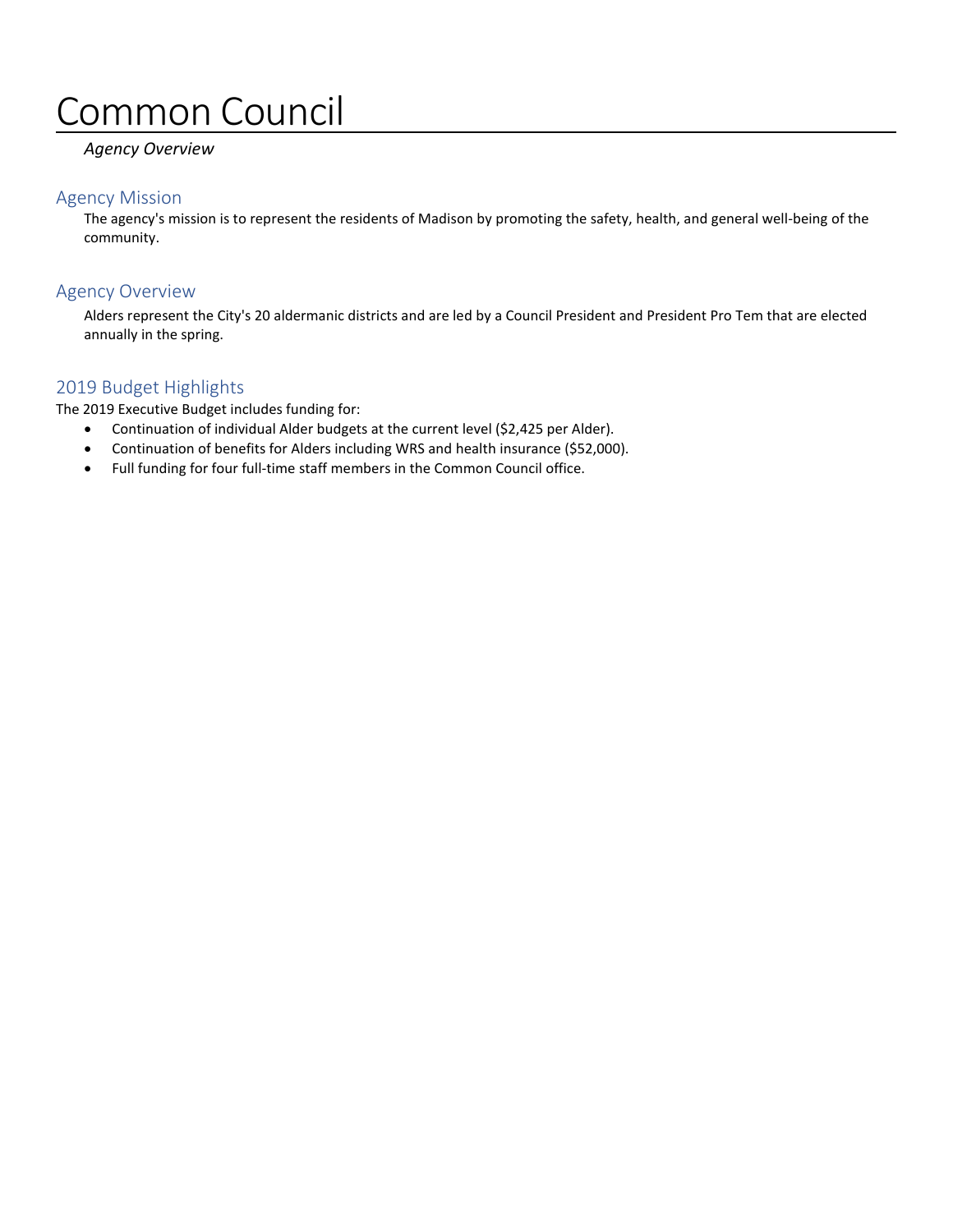# Common Council

*Agency Overview*

## Agency Mission

The agency's mission is to represent the residents of Madison by promoting the safety, health, and general well-being of the community.

## Agency Overview

Alders represent the City's 20 aldermanic districts and are led by a Council President and President Pro Tem that are elected annually in the spring.

## 2019 Budget Highlights

The 2019 Executive Budget includes funding for:

- Continuation of individual Alder budgets at the current level ($2,425 per Alder).
- Continuation of benefits for Alders including WRS and health insurance ($52,000).
- Full funding for four full-time staff members in the Common Council office.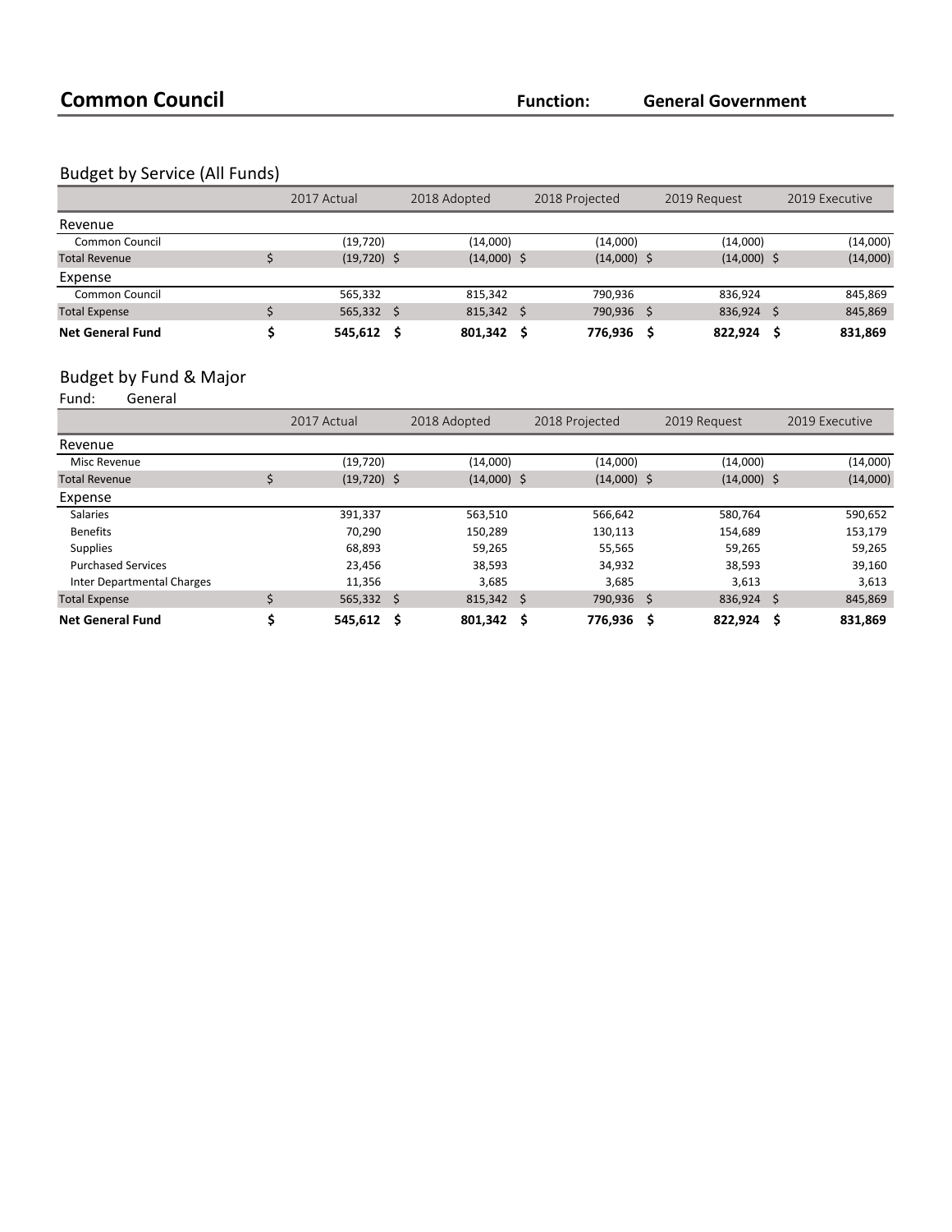# Common Council

**Function:** **General Government**

## Budget by Service (All Funds)

| | 2017 Actual | 2018 Adopted | 2018 Projected | 2019 Request | 2019 Executive |
|---|---|---|---|---|---|
| **Revenue** | | | | | |
| Common Council | (19,720) | (14,000) | (14,000) | (14,000) | (14,000) |
| Total Revenue | $ (19,720) | $ (14,000) | $ (14,000) | $ (14,000) | $ (14,000) |
| **Expense** | | | | | |
| Common Council | 565,332 | 815,342 | 790,936 | 836,924 | 845,869 |
| Total Expense | $ 565,332 | $ 815,342 | $ 790,936 | $ 836,924 | $ 845,869 |
| **Net General Fund** | **$ 545,612** | **$ 801,342** | **$ 776,936** | **$ 822,924** | **$ 831,869** |

## Budget by Fund & Major

Fund: General

| | 2017 Actual | 2018 Adopted | 2018 Projected | 2019 Request | 2019 Executive |
|---|---|---|---|---|---|
| **Revenue** | | | | | |
| Misc Revenue | (19,720) | (14,000) | (14,000) | (14,000) | (14,000) |
| Total Revenue | $ (19,720) | $ (14,000) | $ (14,000) | $ (14,000) | $ (14,000) |
| **Expense** | | | | | |
| Salaries | 391,337 | 563,510 | 566,642 | 580,764 | 590,652 |
| Benefits | 70,290 | 150,289 | 130,113 | 154,689 | 153,179 |
| Supplies | 68,893 | 59,265 | 55,565 | 59,265 | 59,265 |
| Purchased Services | 23,456 | 38,593 | 34,932 | 38,593 | 39,160 |
| Inter Departmental Charges | 11,356 | 3,685 | 3,685 | 3,613 | 3,613 |
| Total Expense | $ 565,332 | $ 815,342 | $ 790,936 | $ 836,924 | $ 845,869 |
| **Net General Fund** | **$ 545,612** | **$ 801,342** | **$ 776,936** | **$ 822,924** | **$ 831,869** |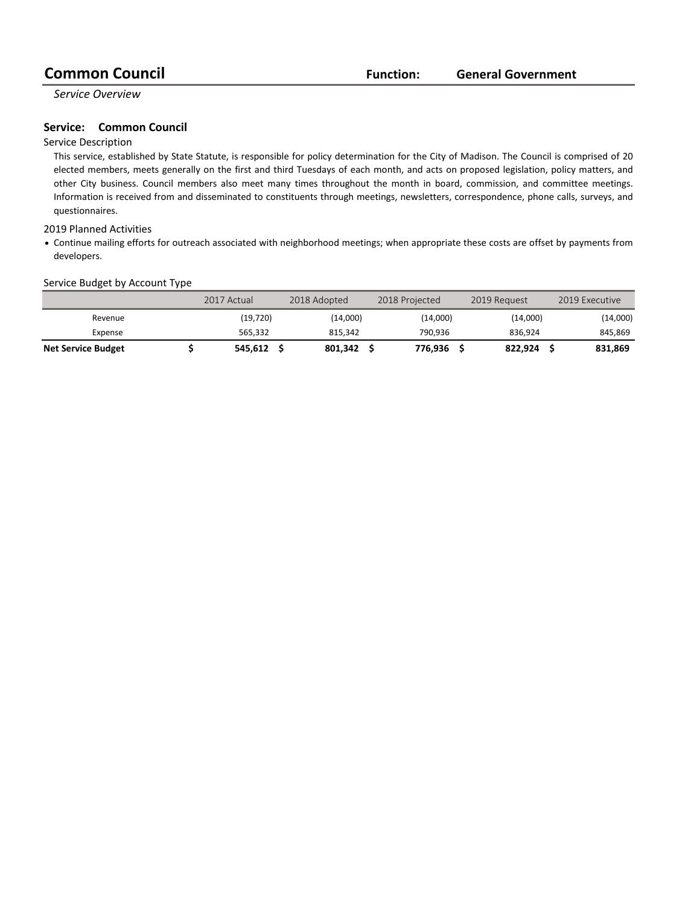# Common Council

**Function:** General Government

*Service Overview*

## Service: Common Council

### Service Description

This service, established by State Statute, is responsible for policy determination for the City of Madison. The Council is comprised of 20 elected members, meets generally on the first and third Tuesdays of each month, and acts on proposed legislation, policy matters, and other City business. Council members also meet many times throughout the month in board, commission, and committee meetings. Information is received from and disseminated to constituents through meetings, newsletters, correspondence, phone calls, surveys, and questionnaires.

### 2019 Planned Activities

- Continue mailing efforts for outreach associated with neighborhood meetings; when appropriate these costs are offset by payments from developers.

### Service Budget by Account Type

| | 2017 Actual | 2018 Adopted | 2018 Projected | 2019 Request | 2019 Executive |
|---|---|---|---|---|---|
| Revenue | (19,720) | (14,000) | (14,000) | (14,000) | (14,000) |
| Expense | 565,332 | 815,342 | 790,936 | 836,924 | 845,869 |
| **Net Service Budget** | **$ 545,612** | **$ 801,342** | **$ 776,936** | **$ 822,924** | **$ 831,869** |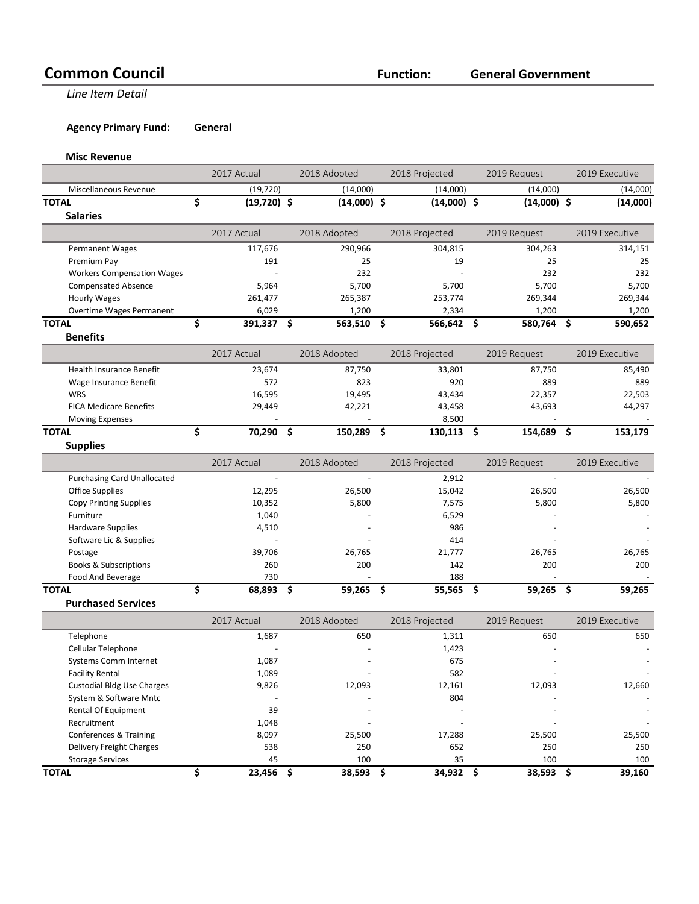# Common Council

**Function:** **General Government**

*Line Item Detail*

**Agency Primary Fund:** **General**

### Misc Revenue

| | 2017 Actual | 2018 Adopted | 2018 Projected | 2019 Request | 2019 Executive |
|---|---|---|---|---|---|
| Miscellaneous Revenue | (19,720) | (14,000) | (14,000) | (14,000) | (14,000) |
| **TOTAL** | **$ (19,720)** | **$ (14,000)** | **$ (14,000)** | **$ (14,000)** | **$ (14,000)** |

### Salaries

| | 2017 Actual | 2018 Adopted | 2018 Projected | 2019 Request | 2019 Executive |
|---|---|---|---|---|---|
| Permanent Wages | 117,676 | 290,966 | 304,815 | 304,263 | 314,151 |
| Premium Pay | 191 | 25 | 19 | 25 | 25 |
| Workers Compensation Wages | - | 232 | - | 232 | 232 |
| Compensated Absence | 5,964 | 5,700 | 5,700 | 5,700 | 5,700 |
| Hourly Wages | 261,477 | 265,387 | 253,774 | 269,344 | 269,344 |
| Overtime Wages Permanent | 6,029 | 1,200 | 2,334 | 1,200 | 1,200 |
| **TOTAL** | **$ 391,337** | **$ 563,510** | **$ 566,642** | **$ 580,764** | **$ 590,652** |

### Benefits

| | 2017 Actual | 2018 Adopted | 2018 Projected | 2019 Request | 2019 Executive |
|---|---|---|---|---|---|
| Health Insurance Benefit | 23,674 | 87,750 | 33,801 | 87,750 | 85,490 |
| Wage Insurance Benefit | 572 | 823 | 920 | 889 | 889 |
| WRS | 16,595 | 19,495 | 43,434 | 22,357 | 22,503 |
| FICA Medicare Benefits | 29,449 | 42,221 | 43,458 | 43,693 | 44,297 |
| Moving Expenses | - | - | 8,500 | - | - |
| **TOTAL** | **$ 70,290** | **$ 150,289** | **$ 130,113** | **$ 154,689** | **$ 153,179** |

### Supplies

| | 2017 Actual | 2018 Adopted | 2018 Projected | 2019 Request | 2019 Executive |
|---|---|---|---|---|---|
| Purchasing Card Unallocated | - | - | 2,912 | - | - |
| Office Supplies | 12,295 | 26,500 | 15,042 | 26,500 | 26,500 |
| Copy Printing Supplies | 10,352 | 5,800 | 7,575 | 5,800 | 5,800 |
| Furniture | 1,040 | - | 6,529 | - | - |
| Hardware Supplies | 4,510 | - | 986 | - | - |
| Software Lic & Supplies | - | - | 414 | - | - |
| Postage | 39,706 | 26,765 | 21,777 | 26,765 | 26,765 |
| Books & Subscriptions | 260 | 200 | 142 | 200 | 200 |
| Food And Beverage | 730 | - | 188 | - | - |
| **TOTAL** | **$ 68,893** | **$ 59,265** | **$ 55,565** | **$ 59,265** | **$ 59,265** |

### Purchased Services

| | 2017 Actual | 2018 Adopted | 2018 Projected | 2019 Request | 2019 Executive |
|---|---|---|---|---|---|
| Telephone | 1,687 | 650 | 1,311 | 650 | 650 |
| Cellular Telephone | - | - | 1,423 | - | - |
| Systems Comm Internet | 1,087 | - | 675 | - | - |
| Facility Rental | 1,089 | - | 582 | - | - |
| Custodial Bldg Use Charges | 9,826 | 12,093 | 12,161 | 12,093 | 12,660 |
| System & Software Mntc | - | - | 804 | - | - |
| Rental Of Equipment | 39 | - | - | - | - |
| Recruitment | 1,048 | - | - | - | - |
| Conferences & Training | 8,097 | 25,500 | 17,288 | 25,500 | 25,500 |
| Delivery Freight Charges | 538 | 250 | 652 | 250 | 250 |
| Storage Services | 45 | 100 | 35 | 100 | 100 |
| **TOTAL** | **$ 23,456** | **$ 38,593** | **$ 34,932** | **$ 38,593** | **$ 39,160** |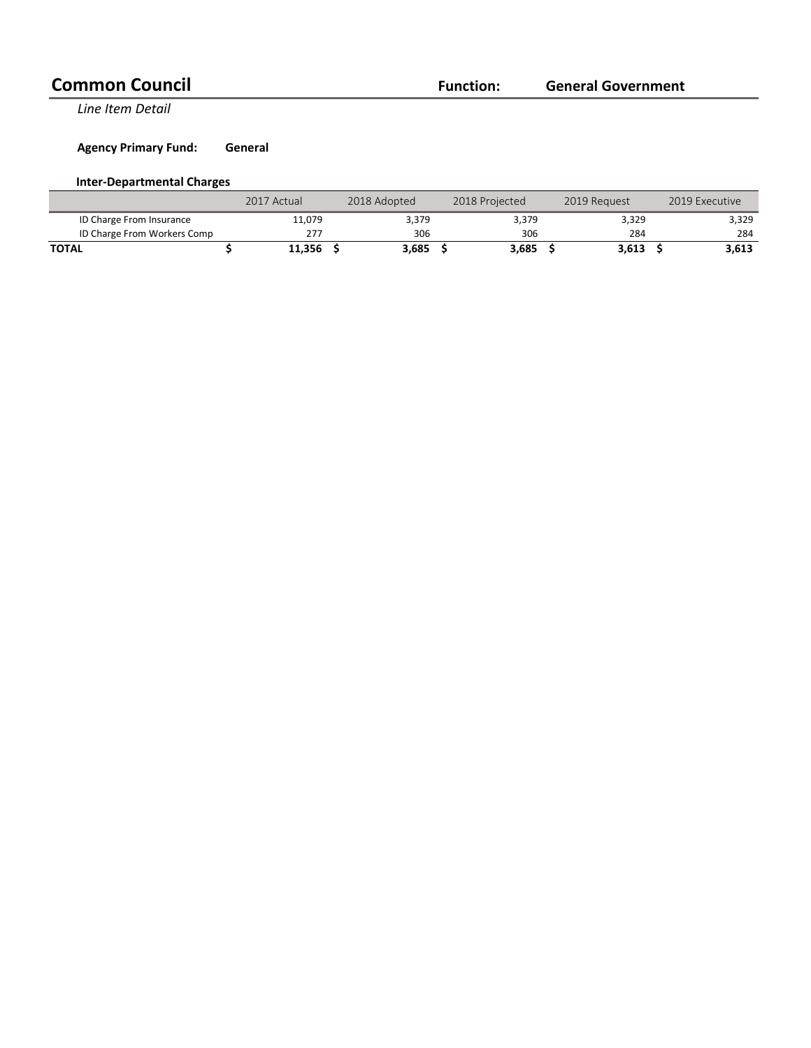# Common Council

**Function:** **General Government**

*Line Item Detail*

**Agency Primary Fund:** **General**

### Inter-Departmental Charges

| | 2017 Actual | 2018 Adopted | 2018 Projected | 2019 Request | 2019 Executive |
|---|---|---|---|---|---|
| ID Charge From Insurance | 11,079 | 3,379 | 3,379 | 3,329 | 3,329 |
| ID Charge From Workers Comp | 277 | 306 | 306 | 284 | 284 |
| **TOTAL** | **$ 11,356** | **$ 3,685** | **$ 3,685** | **$ 3,613** | **$ 3,613** |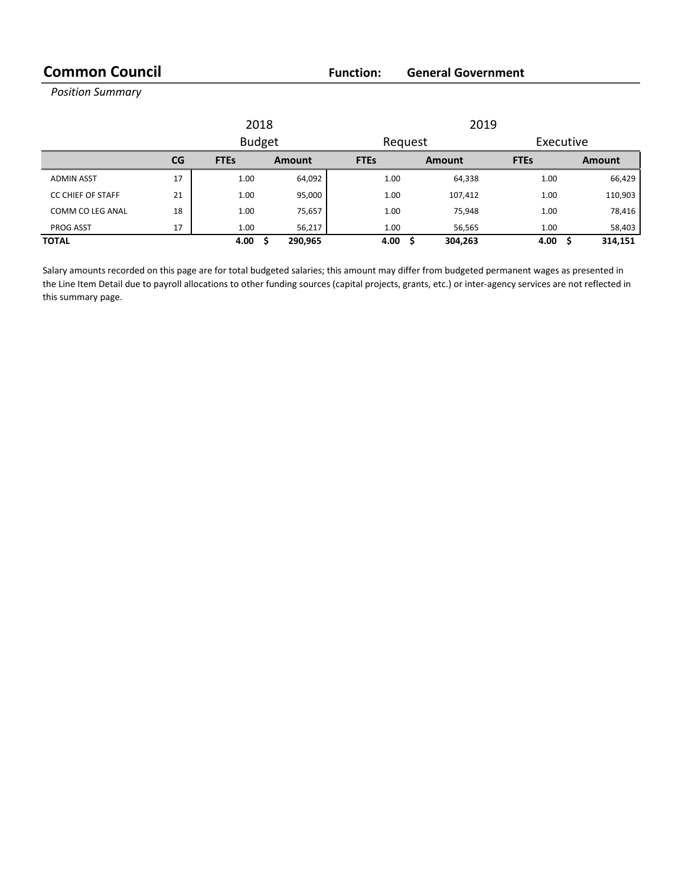# Common Council

**Function:** **General Government**

*Position Summary*

| | | 2018 | | 2019 | | | |
|---|---|---|---|---|---|---|---|
| | | Budget | | Request | | Executive | |
| | **CG** | **FTEs** | **Amount** | **FTEs** | **Amount** | **FTEs** | **Amount** |
| ADMIN ASST | 17 | 1.00 | 64,092 | 1.00 | 64,338 | 1.00 | 66,429 |
| CC CHIEF OF STAFF | 21 | 1.00 | 95,000 | 1.00 | 107,412 | 1.00 | 110,903 |
| COMM CO LEG ANAL | 18 | 1.00 | 75,657 | 1.00 | 75,948 | 1.00 | 78,416 |
| PROG ASST | 17 | 1.00 | 56,217 | 1.00 | 56,565 | 1.00 | 58,403 |
| **TOTAL** | | **4.00** | **$ 290,965** | **4.00** | **$ 304,263** | **4.00** | **$ 314,151** |

Salary amounts recorded on this page are for total budgeted salaries; this amount may differ from budgeted permanent wages as presented in the Line Item Detail due to payroll allocations to other funding sources (capital projects, grants, etc.) or inter-agency services are not reflected in this summary page.